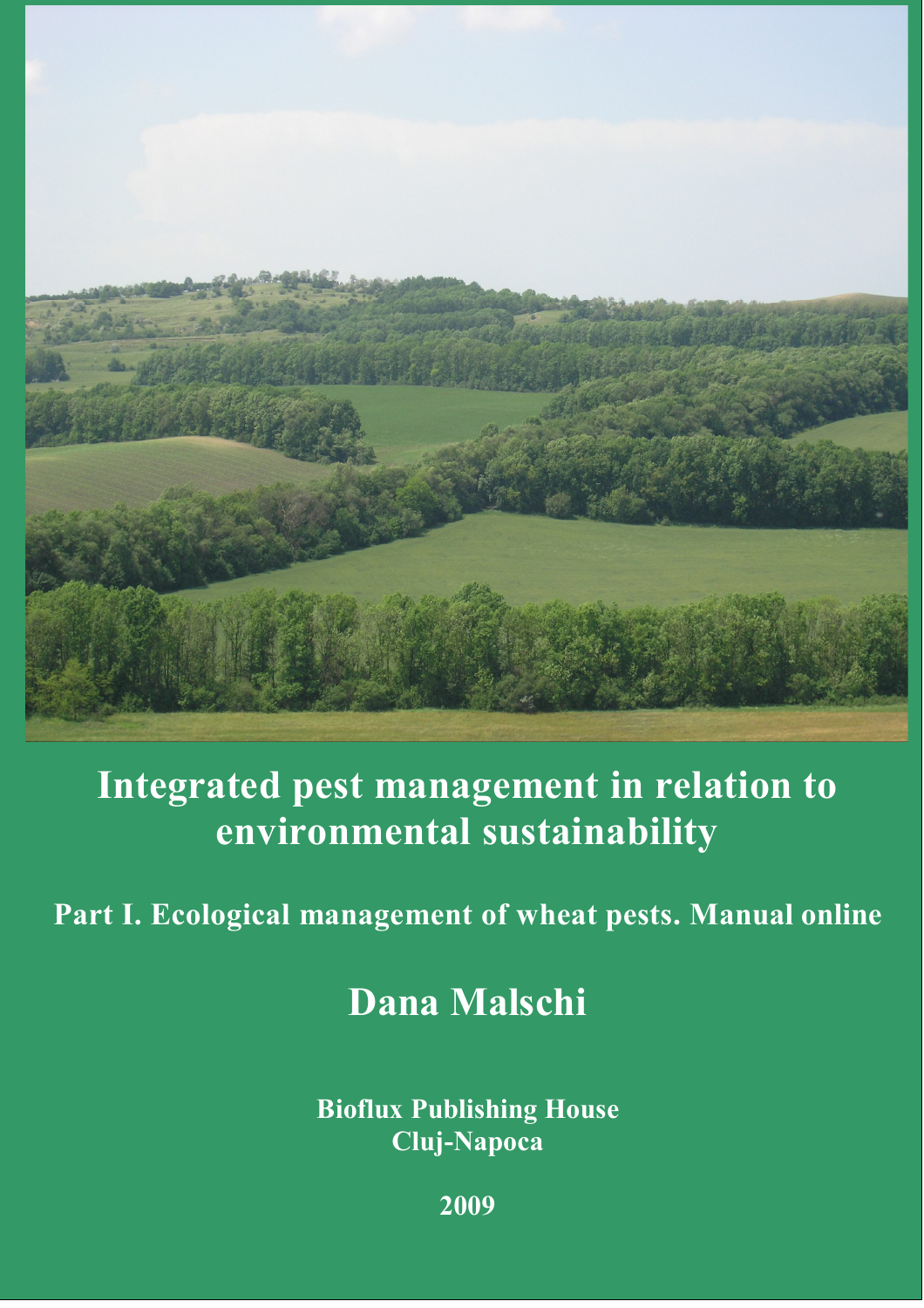# Integrated pest management in relation to environmental sustainability

## Part I. Ecological management of wheat pests. Manual online

**Dana Malschi**

**Bioflux Publishing House**
**Cluj-Napoca**

**2009**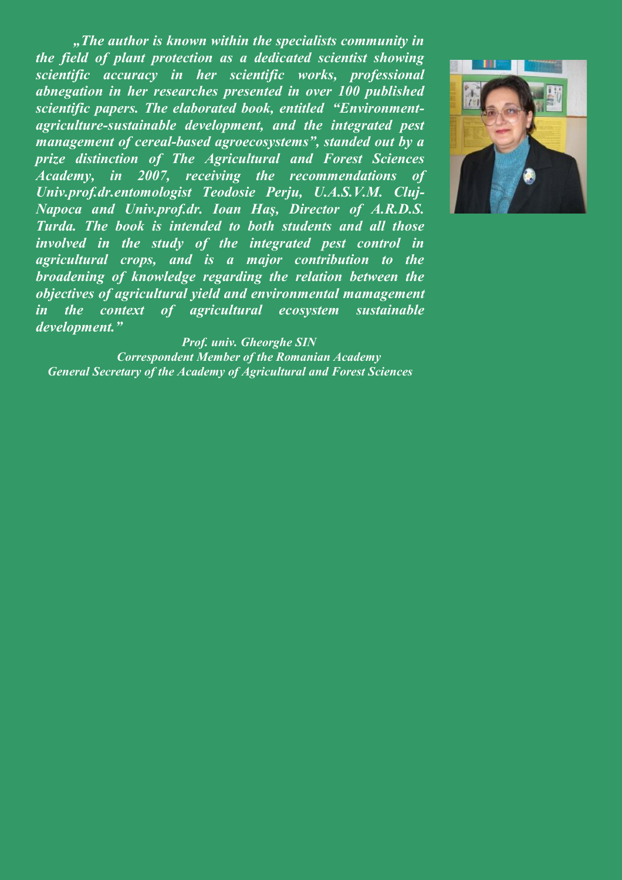*„The author is known within the specialists community in the field of plant protection as a dedicated scientist showing scientific accuracy in her scientific works, professional abnegation in her researches presented in over 100 published scientific papers. The elaborated book, entitled "Environment-agriculture-sustainable development, and the integrated pest management of cereal-based agroecosystems", standed out by a prize distinction of The Agricultural and Forest Sciences Academy, in 2007, receiving the recommendations of Univ.prof.dr.entomologist Teodosie Perju, U.A.S.V.M. Cluj-Napoca and Univ.prof.dr. Ioan Haş, Director of A.R.D.S. Turda. The book is intended to both students and all those involved in the study of the integrated pest control in agricultural crops, and is a major contribution to the broadening of knowledge regarding the relation between the objectives of agricultural yield and environmental mamagement in the context of agricultural ecosystem sustainable development."*

***Prof. univ. Gheorghe SIN***
***Correspondent Member of the Romanian Academy***
***General Secretary of the Academy of Agricultural and Forest Sciences***